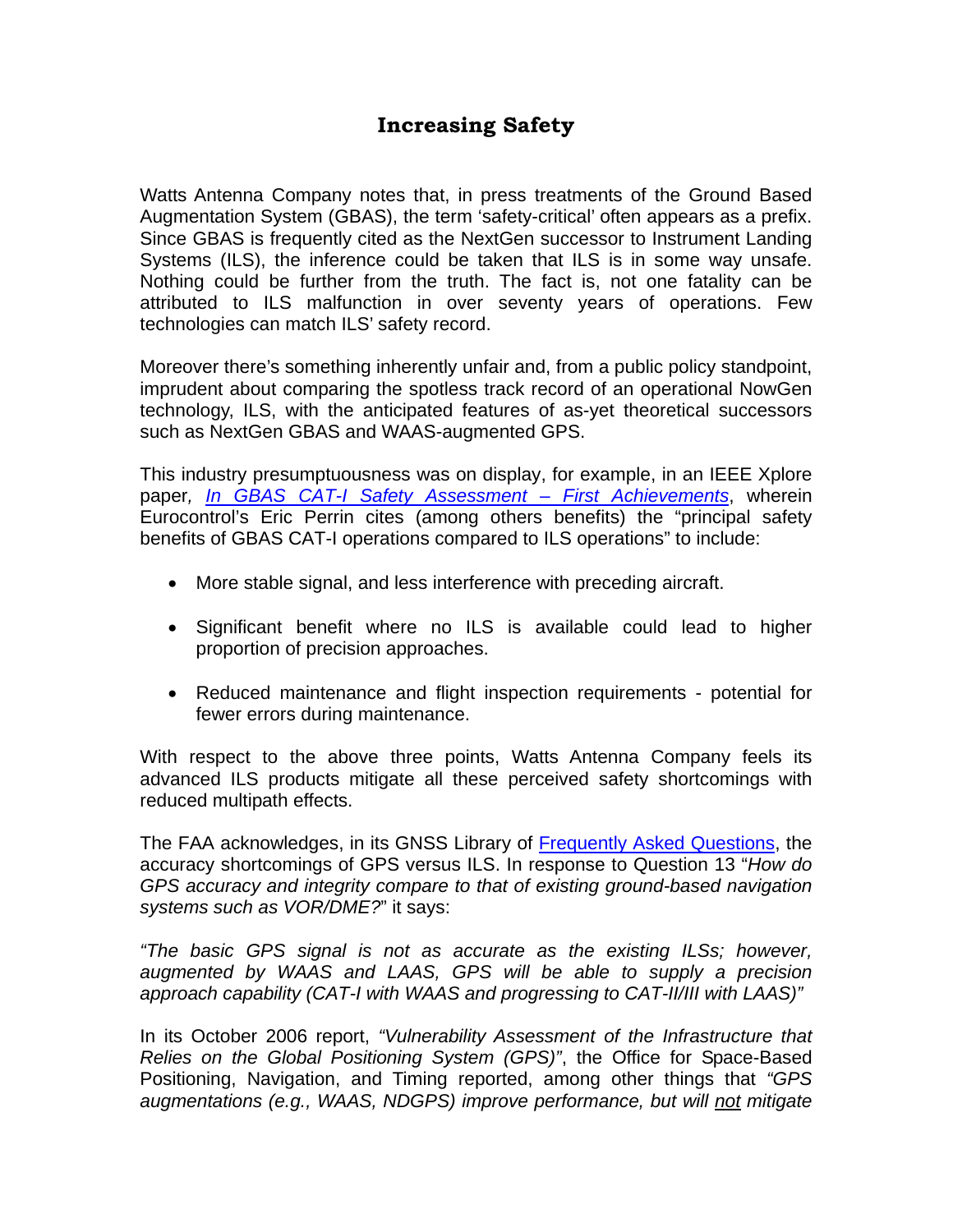# Increasing Safety

Watts Antenna Company notes that, in press treatments of the Ground Based Augmentation System (GBAS), the term 'safety-critical' often appears as a prefix. Since GBAS is frequently cited as the NextGen successor to Instrument Landing Systems (ILS), the inference could be taken that ILS is in some way unsafe. Nothing could be further from the truth. The fact is, not one fatality can be attributed to ILS malfunction in over seventy years of operations. Few technologies can match ILS' safety record.

Moreover there's something inherently unfair and, from a public policy standpoint, imprudent about comparing the spotless track record of an operational NowGen technology, ILS, with the anticipated features of as-yet theoretical successors such as NextGen GBAS and WAAS-augmented GPS.

This industry presumptuousness was on display, for example, in an IEEE Xplore paper, *In GBAS CAT-I Safety Assessment – First Achievements*, wherein Eurocontrol's Eric Perrin cites (among others benefits) the "principal safety benefits of GBAS CAT-I operations compared to ILS operations" to include:

- More stable signal, and less interference with preceding aircraft.
- Significant benefit where no ILS is available could lead to higher proportion of precision approaches.
- Reduced maintenance and flight inspection requirements - potential for fewer errors during maintenance.

With respect to the above three points, Watts Antenna Company feels its advanced ILS products mitigate all these perceived safety shortcomings with reduced multipath effects.

The FAA acknowledges, in its GNSS Library of Frequently Asked Questions, the accuracy shortcomings of GPS versus ILS. In response to Question 13 "*How do GPS accuracy and integrity compare to that of existing ground-based navigation systems such as VOR/DME?*" it says:

*"The basic GPS signal is not as accurate as the existing ILSs; however, augmented by WAAS and LAAS, GPS will be able to supply a precision approach capability (CAT-I with WAAS and progressing to CAT-II/III with LAAS)"*

In its October 2006 report, *"Vulnerability Assessment of the Infrastructure that Relies on the Global Positioning System (GPS)"*, the Office for Space-Based Positioning, Navigation, and Timing reported, among other things that *"GPS augmentations (e.g., WAAS, NDGPS) improve performance, but will not mitigate*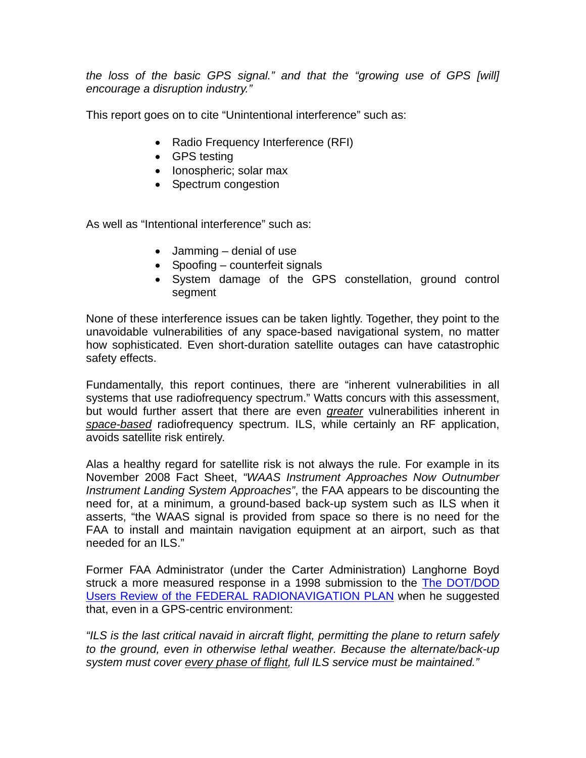*the loss of the basic GPS signal." and that the "growing use of GPS [will] encourage a disruption industry."*

This report goes on to cite "Unintentional interference" such as:

- Radio Frequency Interference (RFI)
- GPS testing
- Ionospheric; solar max
- Spectrum congestion

As well as "Intentional interference" such as:

- Jamming – denial of use
- Spoofing – counterfeit signals
- System damage of the GPS constellation, ground control segment

None of these interference issues can be taken lightly. Together, they point to the unavoidable vulnerabilities of any space-based navigational system, no matter how sophisticated. Even short-duration satellite outages can have catastrophic safety effects.

Fundamentally, this report continues, there are "inherent vulnerabilities in all systems that use radiofrequency spectrum." Watts concurs with this assessment, but would further assert that there are even *greater* vulnerabilities inherent in *space-based* radiofrequency spectrum. ILS, while certainly an RF application, avoids satellite risk entirely.

Alas a healthy regard for satellite risk is not always the rule. For example in its November 2008 Fact Sheet, *"WAAS Instrument Approaches Now Outnumber Instrument Landing System Approaches"*, the FAA appears to be discounting the need for, at a minimum, a ground-based back-up system such as ILS when it asserts, "the WAAS signal is provided from space so there is no need for the FAA to install and maintain navigation equipment at an airport, such as that needed for an ILS."

Former FAA Administrator (under the Carter Administration) Langhorne Boyd struck a more measured response in a 1998 submission to the The DOT/DOD Users Review of the FEDERAL RADIONAVIGATION PLAN when he suggested that, even in a GPS-centric environment:

*"ILS is the last critical navaid in aircraft flight, permitting the plane to return safely to the ground, even in otherwise lethal weather. Because the alternate/back-up system must cover every phase of flight, full ILS service must be maintained."*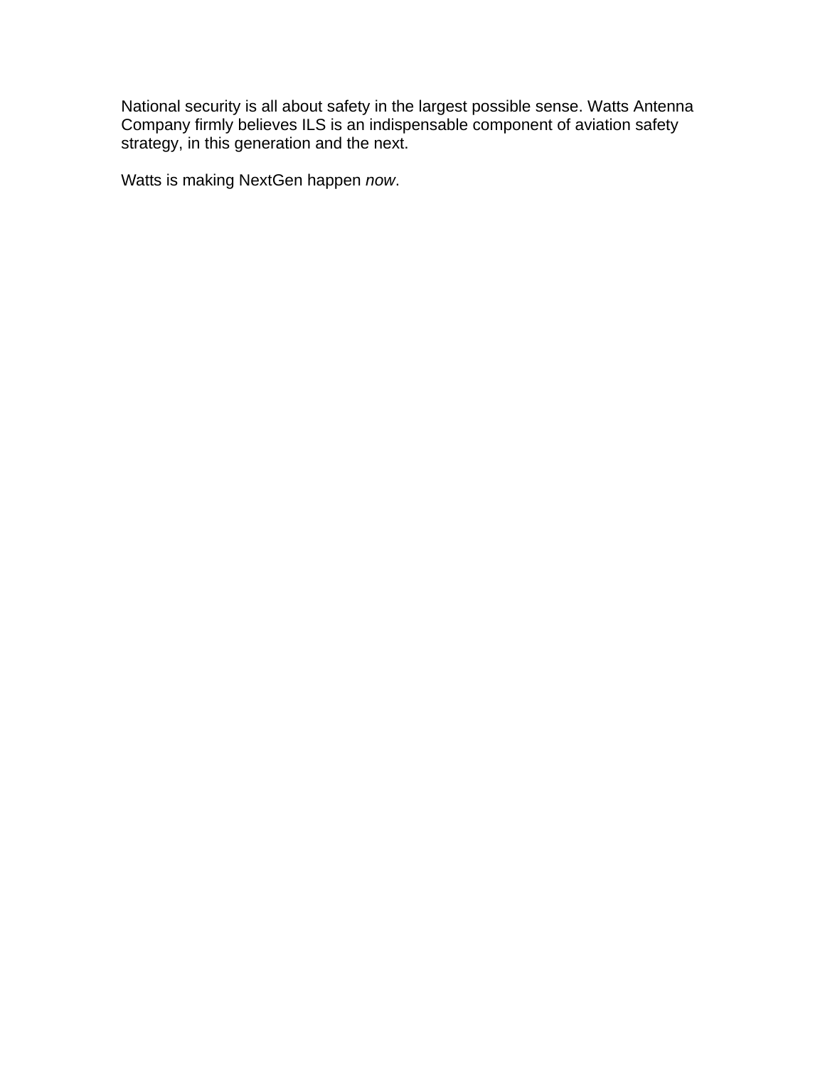National security is all about safety in the largest possible sense. Watts Antenna Company firmly believes ILS is an indispensable component of aviation safety strategy, in this generation and the next.

Watts is making NextGen happen *now*.